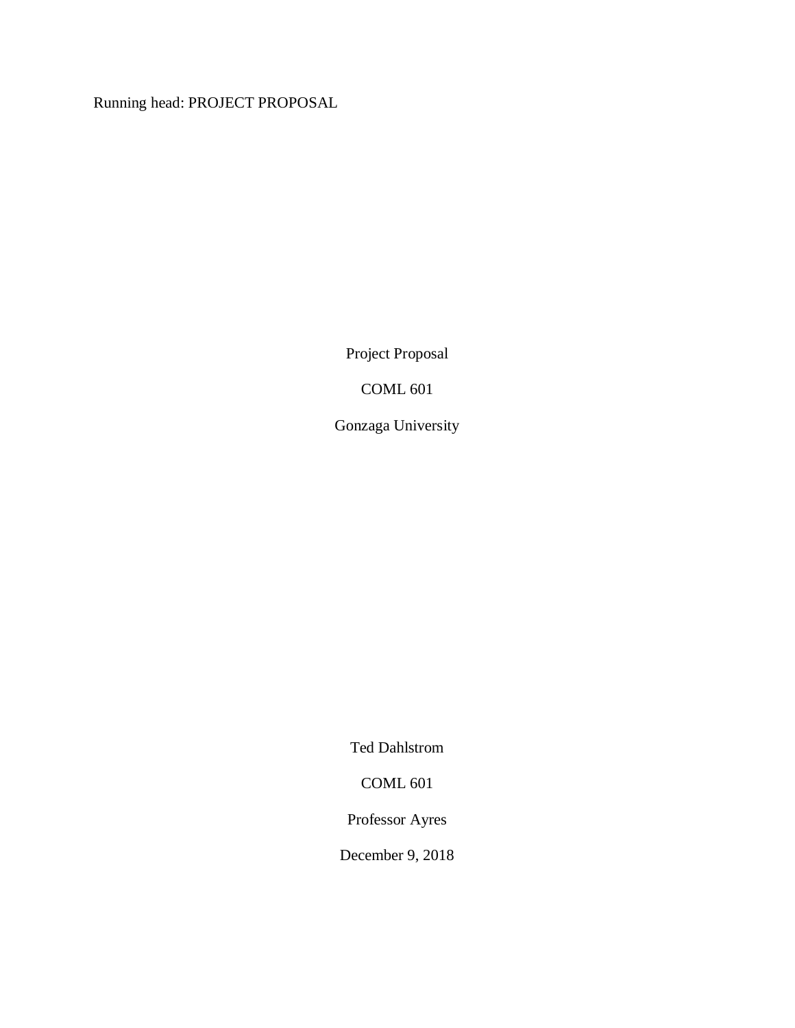Running head: PROJECT PROPOSAL

Project Proposal

COML 601

Gonzaga University

Ted Dahlstrom

COML 601

Professor Ayres

December 9, 2018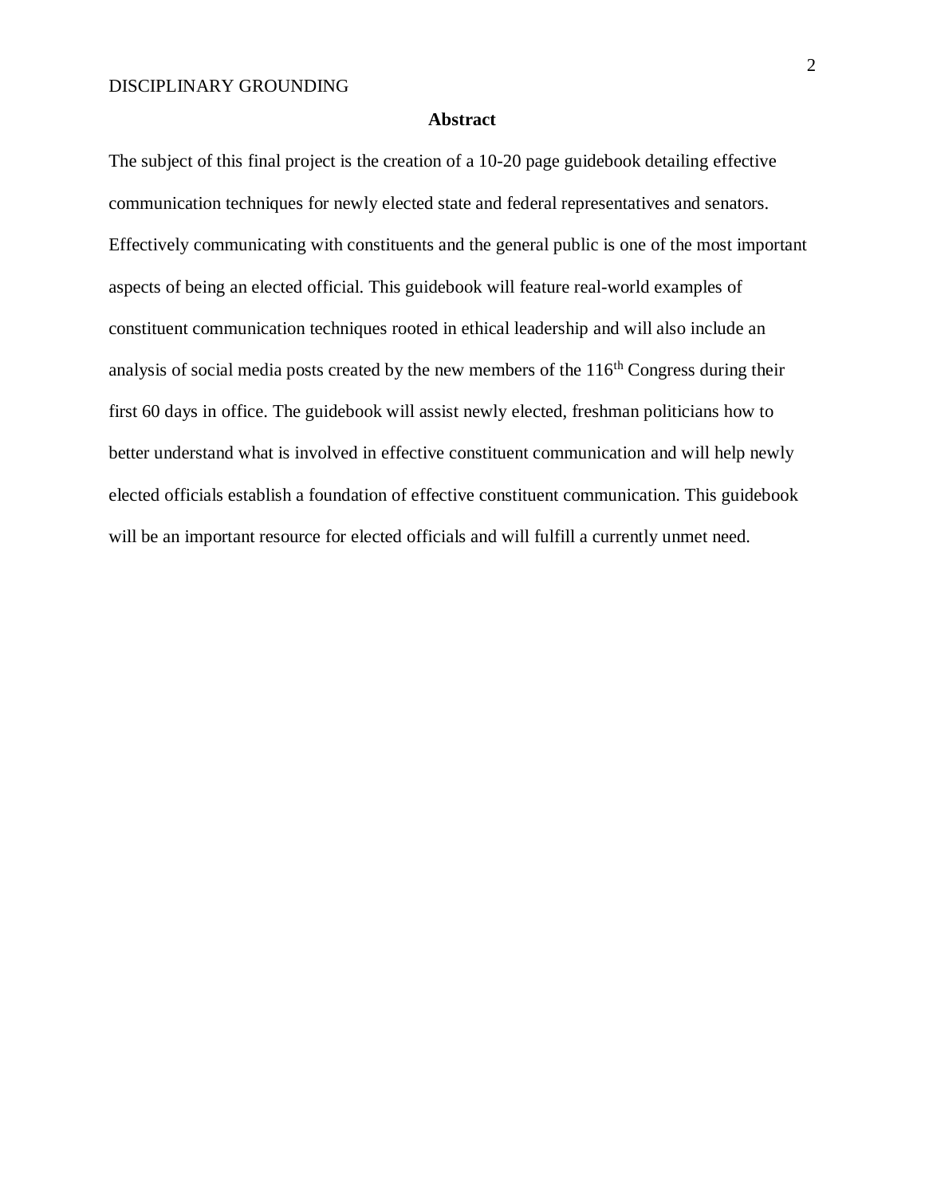## Abstract

The subject of this final project is the creation of a 10-20 page guidebook detailing effective communication techniques for newly elected state and federal representatives and senators. Effectively communicating with constituents and the general public is one of the most important aspects of being an elected official. This guidebook will feature real-world examples of constituent communication techniques rooted in ethical leadership and will also include an analysis of social media posts created by the new members of the 116th Congress during their first 60 days in office. The guidebook will assist newly elected, freshman politicians how to better understand what is involved in effective constituent communication and will help newly elected officials establish a foundation of effective constituent communication. This guidebook will be an important resource for elected officials and will fulfill a currently unmet need.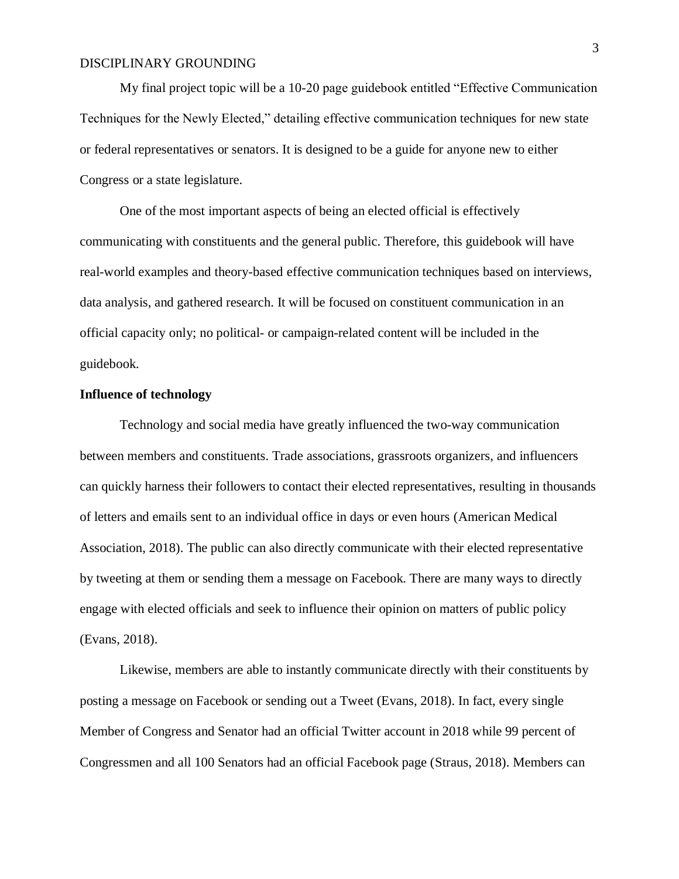My final project topic will be a 10-20 page guidebook entitled "Effective Communication Techniques for the Newly Elected," detailing effective communication techniques for new state or federal representatives or senators. It is designed to be a guide for anyone new to either Congress or a state legislature.

One of the most important aspects of being an elected official is effectively communicating with constituents and the general public. Therefore, this guidebook will have real-world examples and theory-based effective communication techniques based on interviews, data analysis, and gathered research. It will be focused on constituent communication in an official capacity only; no political- or campaign-related content will be included in the guidebook.

**Influence of technology**

Technology and social media have greatly influenced the two-way communication between members and constituents. Trade associations, grassroots organizers, and influencers can quickly harness their followers to contact their elected representatives, resulting in thousands of letters and emails sent to an individual office in days or even hours (American Medical Association, 2018). The public can also directly communicate with their elected representative by tweeting at them or sending them a message on Facebook. There are many ways to directly engage with elected officials and seek to influence their opinion on matters of public policy (Evans, 2018).

Likewise, members are able to instantly communicate directly with their constituents by posting a message on Facebook or sending out a Tweet (Evans, 2018). In fact, every single Member of Congress and Senator had an official Twitter account in 2018 while 99 percent of Congressmen and all 100 Senators had an official Facebook page (Straus, 2018). Members can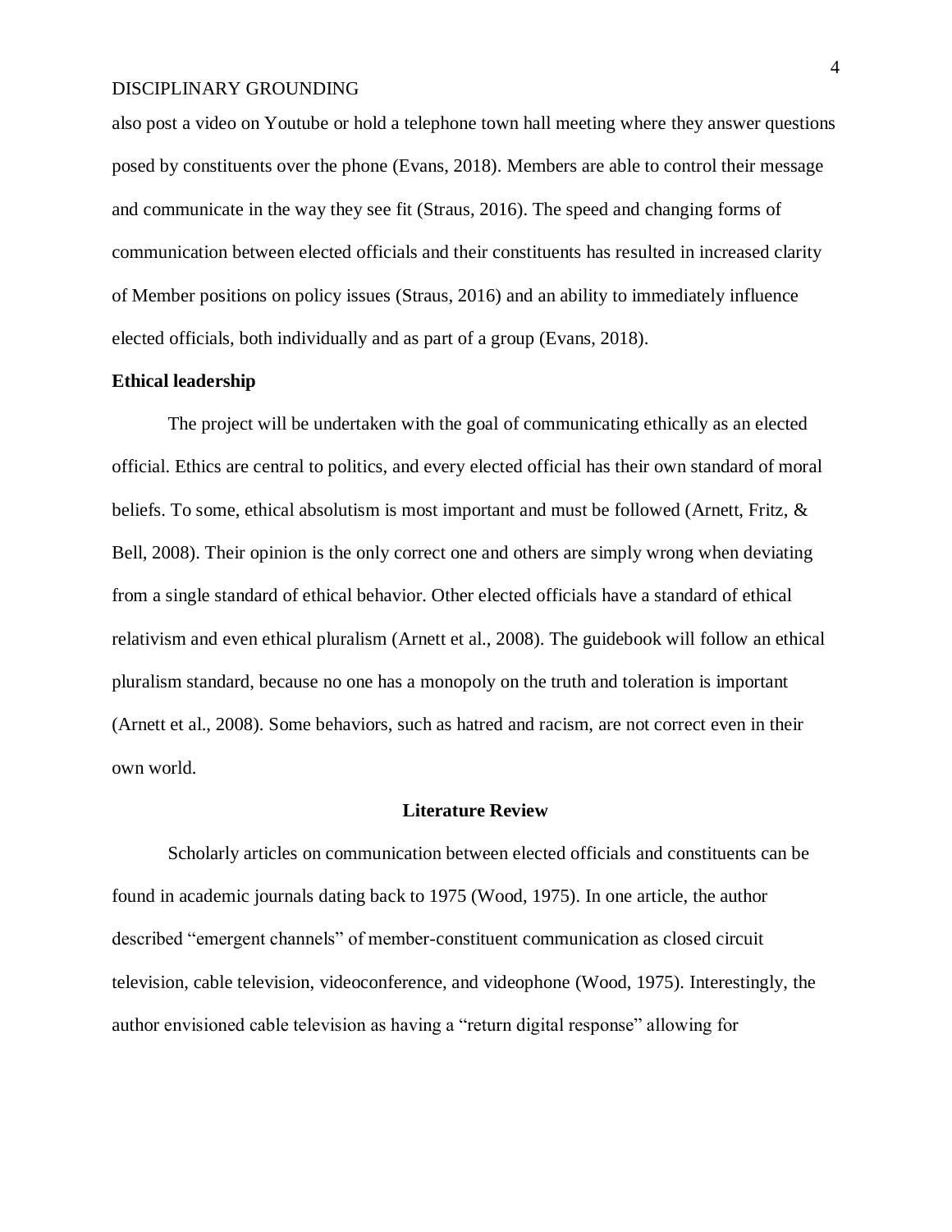also post a video on Youtube or hold a telephone town hall meeting where they answer questions posed by constituents over the phone (Evans, 2018). Members are able to control their message and communicate in the way they see fit (Straus, 2016). The speed and changing forms of communication between elected officials and their constituents has resulted in increased clarity of Member positions on policy issues (Straus, 2016) and an ability to immediately influence elected officials, both individually and as part of a group (Evans, 2018).

**Ethical leadership**

The project will be undertaken with the goal of communicating ethically as an elected official. Ethics are central to politics, and every elected official has their own standard of moral beliefs. To some, ethical absolutism is most important and must be followed (Arnett, Fritz, & Bell, 2008). Their opinion is the only correct one and others are simply wrong when deviating from a single standard of ethical behavior. Other elected officials have a standard of ethical relativism and even ethical pluralism (Arnett et al., 2008). The guidebook will follow an ethical pluralism standard, because no one has a monopoly on the truth and toleration is important (Arnett et al., 2008). Some behaviors, such as hatred and racism, are not correct even in their own world.

## Literature Review

Scholarly articles on communication between elected officials and constituents can be found in academic journals dating back to 1975 (Wood, 1975). In one article, the author described "emergent channels" of member-constituent communication as closed circuit television, cable television, videoconference, and videophone (Wood, 1975). Interestingly, the author envisioned cable television as having a "return digital response" allowing for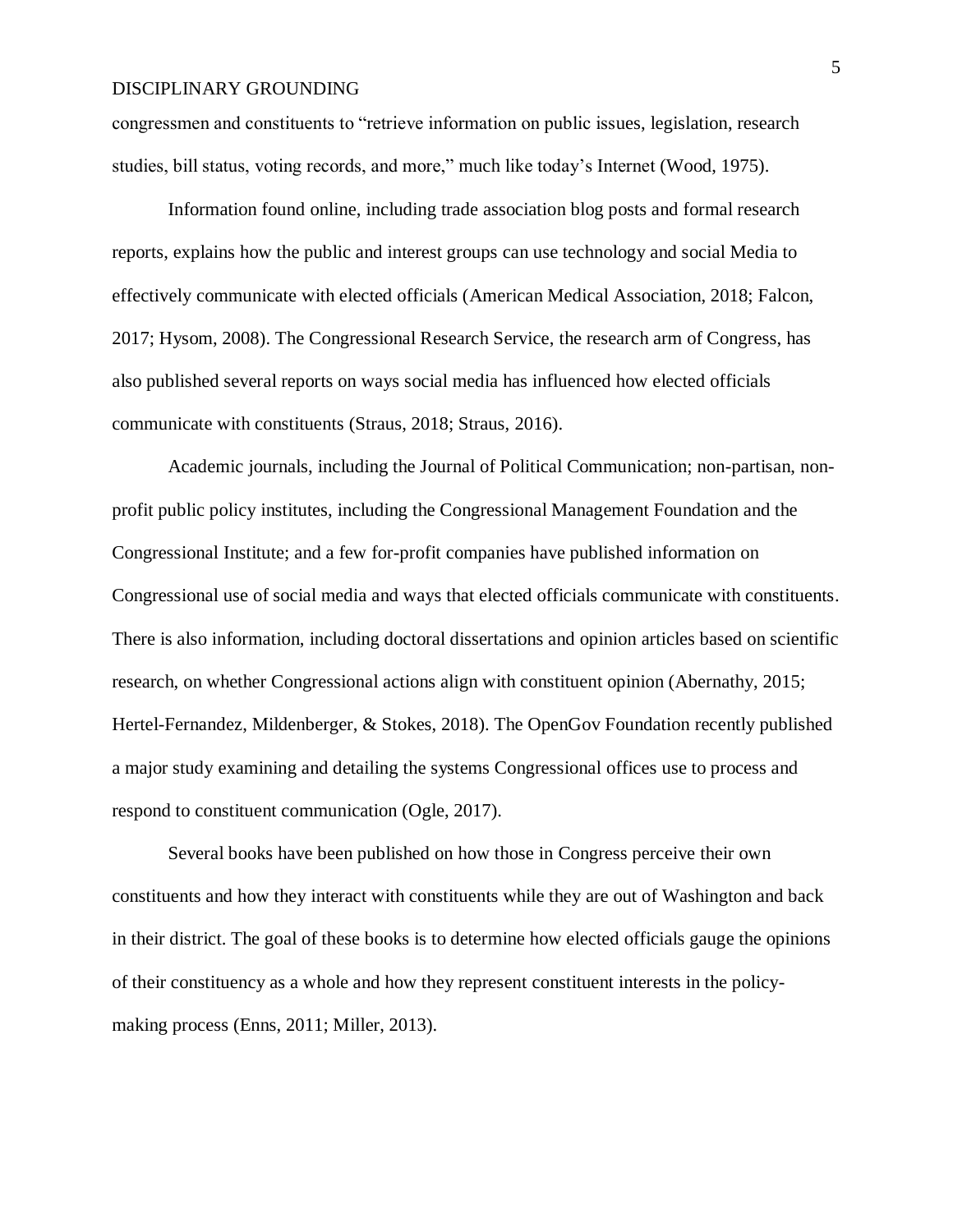congressmen and constituents to "retrieve information on public issues, legislation, research studies, bill status, voting records, and more," much like today's Internet (Wood, 1975).

Information found online, including trade association blog posts and formal research reports, explains how the public and interest groups can use technology and social Media to effectively communicate with elected officials (American Medical Association, 2018; Falcon, 2017; Hysom, 2008). The Congressional Research Service, the research arm of Congress, has also published several reports on ways social media has influenced how elected officials communicate with constituents (Straus, 2018; Straus, 2016).

Academic journals, including the Journal of Political Communication; non-partisan, non-profit public policy institutes, including the Congressional Management Foundation and the Congressional Institute; and a few for-profit companies have published information on Congressional use of social media and ways that elected officials communicate with constituents. There is also information, including doctoral dissertations and opinion articles based on scientific research, on whether Congressional actions align with constituent opinion (Abernathy, 2015; Hertel-Fernandez, Mildenberger, & Stokes, 2018). The OpenGov Foundation recently published a major study examining and detailing the systems Congressional offices use to process and respond to constituent communication (Ogle, 2017).

Several books have been published on how those in Congress perceive their own constituents and how they interact with constituents while they are out of Washington and back in their district. The goal of these books is to determine how elected officials gauge the opinions of their constituency as a whole and how they represent constituent interests in the policy-making process (Enns, 2011; Miller, 2013).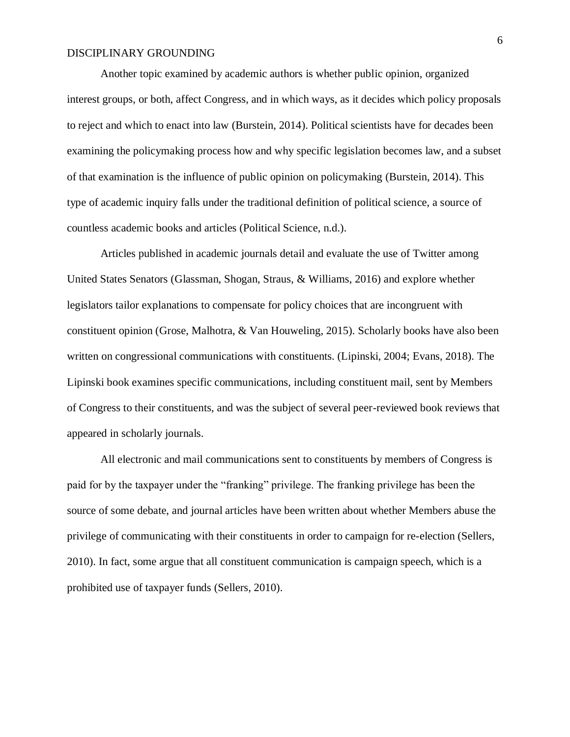Another topic examined by academic authors is whether public opinion, organized interest groups, or both, affect Congress, and in which ways, as it decides which policy proposals to reject and which to enact into law (Burstein, 2014). Political scientists have for decades been examining the policymaking process how and why specific legislation becomes law, and a subset of that examination is the influence of public opinion on policymaking (Burstein, 2014). This type of academic inquiry falls under the traditional definition of political science, a source of countless academic books and articles (Political Science, n.d.).

Articles published in academic journals detail and evaluate the use of Twitter among United States Senators (Glassman, Shogan, Straus, & Williams, 2016) and explore whether legislators tailor explanations to compensate for policy choices that are incongruent with constituent opinion (Grose, Malhotra, & Van Houweling, 2015). Scholarly books have also been written on congressional communications with constituents. (Lipinski, 2004; Evans, 2018). The Lipinski book examines specific communications, including constituent mail, sent by Members of Congress to their constituents, and was the subject of several peer-reviewed book reviews that appeared in scholarly journals.

All electronic and mail communications sent to constituents by members of Congress is paid for by the taxpayer under the "franking" privilege. The franking privilege has been the source of some debate, and journal articles have been written about whether Members abuse the privilege of communicating with their constituents in order to campaign for re-election (Sellers, 2010). In fact, some argue that all constituent communication is campaign speech, which is a prohibited use of taxpayer funds (Sellers, 2010).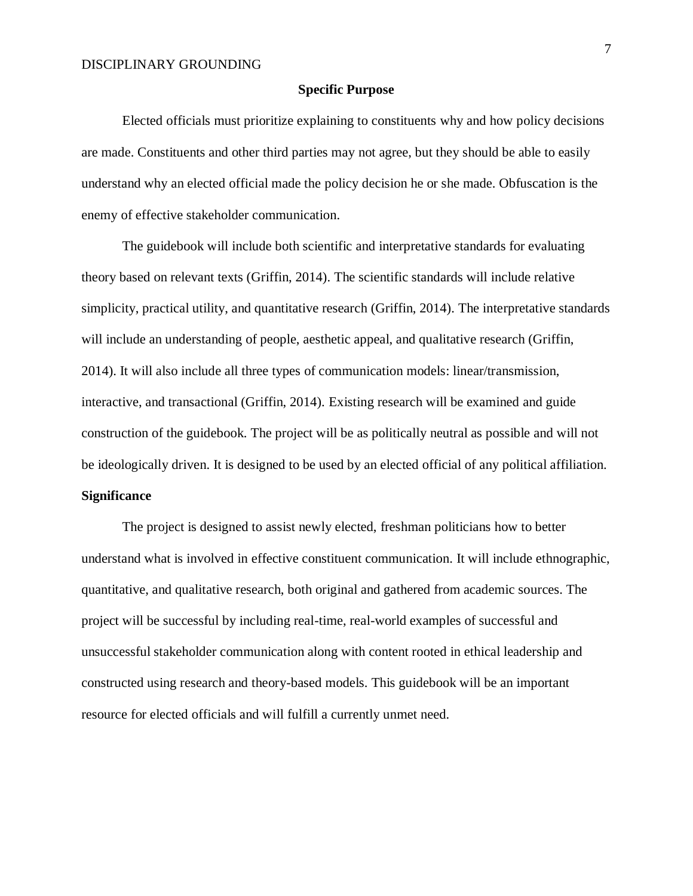## Specific Purpose

Elected officials must prioritize explaining to constituents why and how policy decisions are made. Constituents and other third parties may not agree, but they should be able to easily understand why an elected official made the policy decision he or she made. Obfuscation is the enemy of effective stakeholder communication.

The guidebook will include both scientific and interpretative standards for evaluating theory based on relevant texts (Griffin, 2014). The scientific standards will include relative simplicity, practical utility, and quantitative research (Griffin, 2014). The interpretative standards will include an understanding of people, aesthetic appeal, and qualitative research (Griffin, 2014). It will also include all three types of communication models: linear/transmission, interactive, and transactional (Griffin, 2014). Existing research will be examined and guide construction of the guidebook. The project will be as politically neutral as possible and will not be ideologically driven. It is designed to be used by an elected official of any political affiliation.

### Significance

The project is designed to assist newly elected, freshman politicians how to better understand what is involved in effective constituent communication. It will include ethnographic, quantitative, and qualitative research, both original and gathered from academic sources. The project will be successful by including real-time, real-world examples of successful and unsuccessful stakeholder communication along with content rooted in ethical leadership and constructed using research and theory-based models. This guidebook will be an important resource for elected officials and will fulfill a currently unmet need.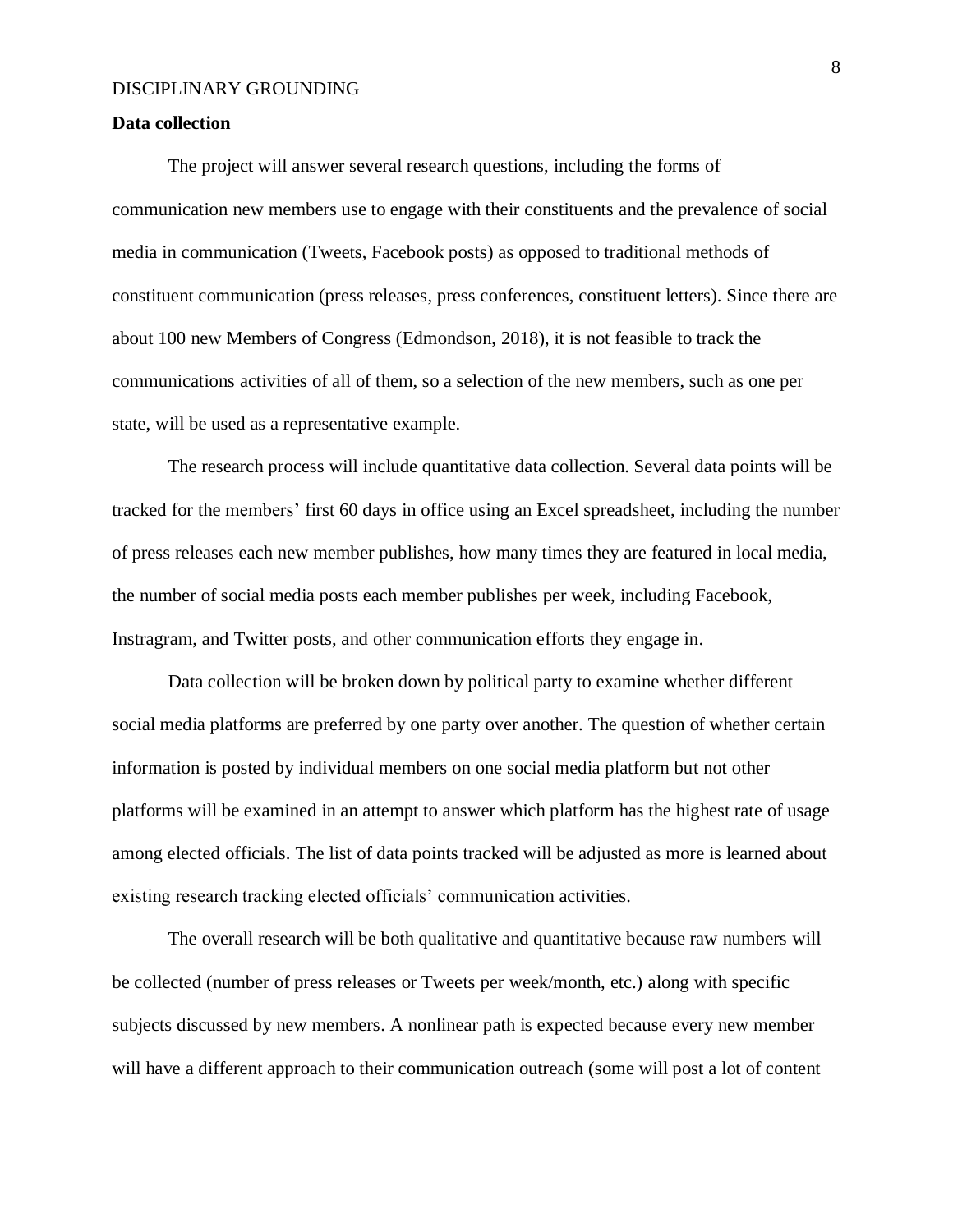**Data collection**

The project will answer several research questions, including the forms of communication new members use to engage with their constituents and the prevalence of social media in communication (Tweets, Facebook posts) as opposed to traditional methods of constituent communication (press releases, press conferences, constituent letters). Since there are about 100 new Members of Congress (Edmondson, 2018), it is not feasible to track the communications activities of all of them, so a selection of the new members, such as one per state, will be used as a representative example.

The research process will include quantitative data collection. Several data points will be tracked for the members' first 60 days in office using an Excel spreadsheet, including the number of press releases each new member publishes, how many times they are featured in local media, the number of social media posts each member publishes per week, including Facebook, Instragram, and Twitter posts, and other communication efforts they engage in.

Data collection will be broken down by political party to examine whether different social media platforms are preferred by one party over another. The question of whether certain information is posted by individual members on one social media platform but not other platforms will be examined in an attempt to answer which platform has the highest rate of usage among elected officials. The list of data points tracked will be adjusted as more is learned about existing research tracking elected officials' communication activities.

The overall research will be both qualitative and quantitative because raw numbers will be collected (number of press releases or Tweets per week/month, etc.) along with specific subjects discussed by new members. A nonlinear path is expected because every new member will have a different approach to their communication outreach (some will post a lot of content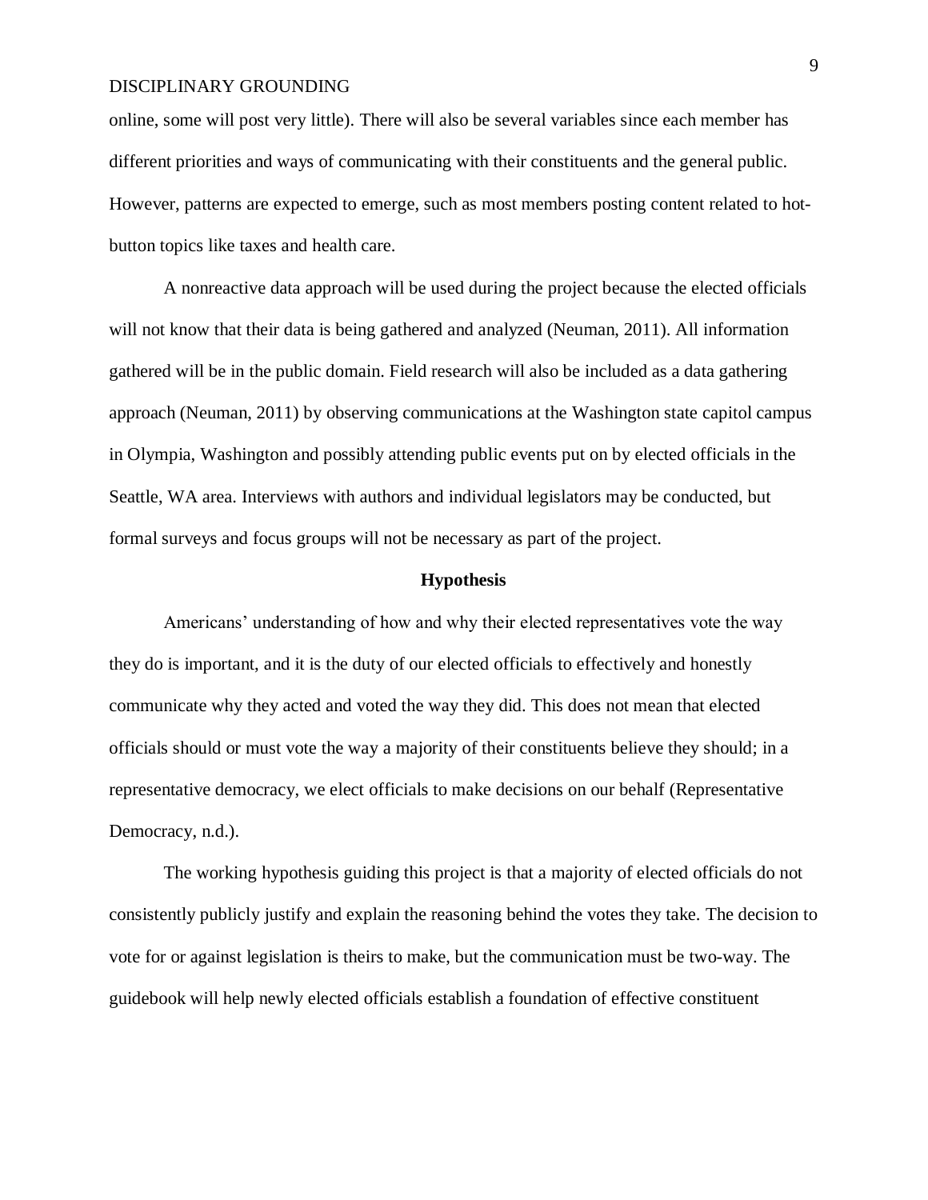online, some will post very little). There will also be several variables since each member has different priorities and ways of communicating with their constituents and the general public. However, patterns are expected to emerge, such as most members posting content related to hot-button topics like taxes and health care.

A nonreactive data approach will be used during the project because the elected officials will not know that their data is being gathered and analyzed (Neuman, 2011). All information gathered will be in the public domain. Field research will also be included as a data gathering approach (Neuman, 2011) by observing communications at the Washington state capitol campus in Olympia, Washington and possibly attending public events put on by elected officials in the Seattle, WA area. Interviews with authors and individual legislators may be conducted, but formal surveys and focus groups will not be necessary as part of the project.

## Hypothesis

Americans' understanding of how and why their elected representatives vote the way they do is important, and it is the duty of our elected officials to effectively and honestly communicate why they acted and voted the way they did. This does not mean that elected officials should or must vote the way a majority of their constituents believe they should; in a representative democracy, we elect officials to make decisions on our behalf (Representative Democracy, n.d.).

The working hypothesis guiding this project is that a majority of elected officials do not consistently publicly justify and explain the reasoning behind the votes they take. The decision to vote for or against legislation is theirs to make, but the communication must be two-way. The guidebook will help newly elected officials establish a foundation of effective constituent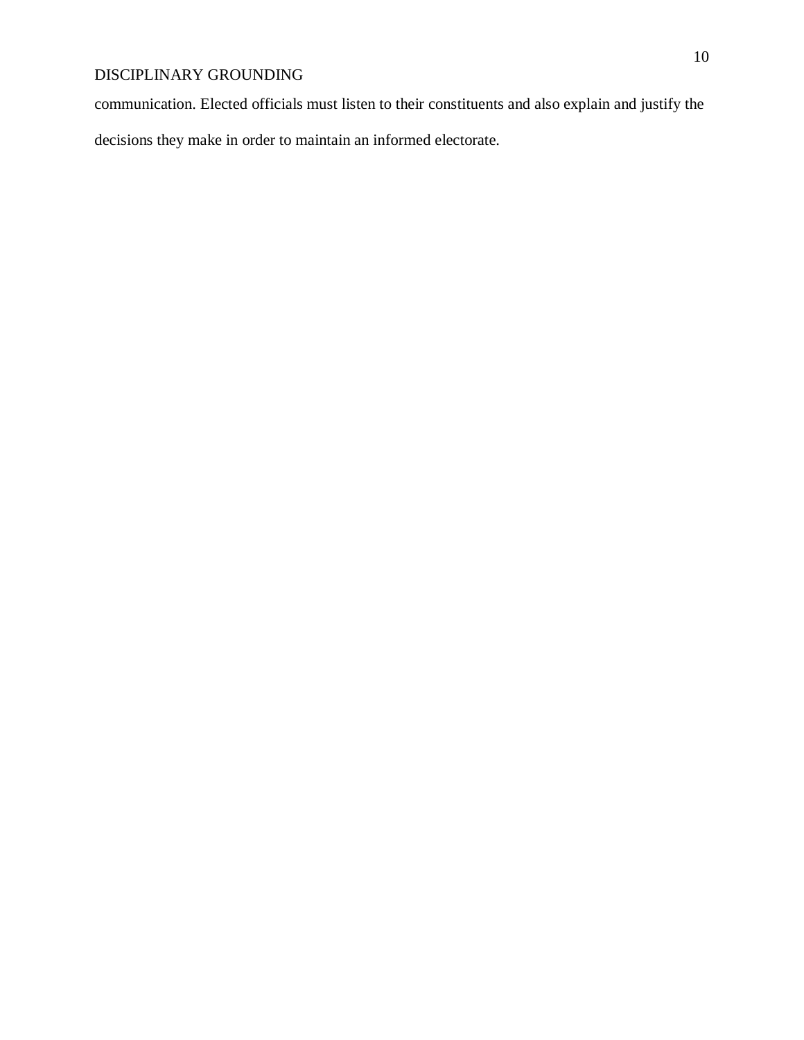communication. Elected officials must listen to their constituents and also explain and justify the decisions they make in order to maintain an informed electorate.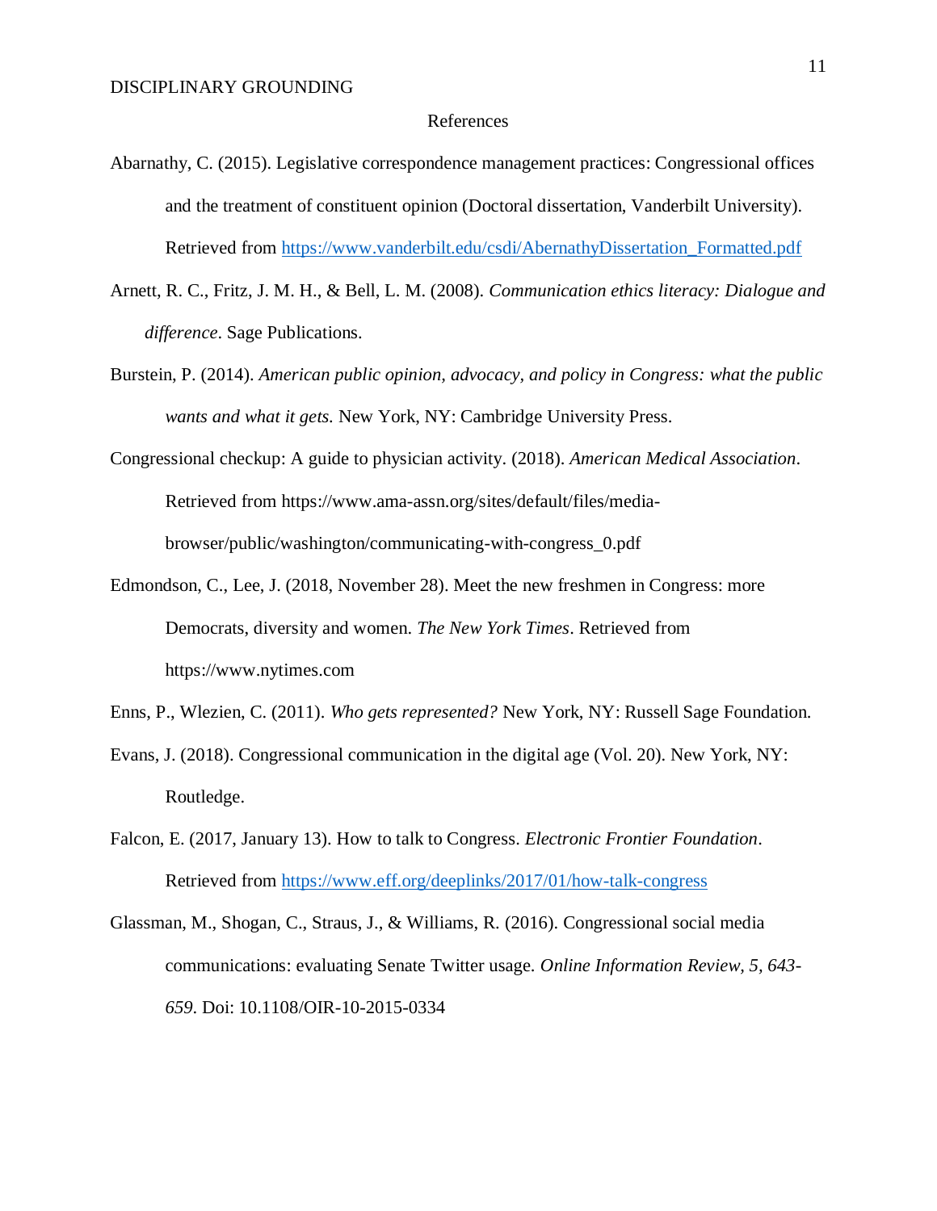# References

Abarnathy, C. (2015). Legislative correspondence management practices: Congressional offices and the treatment of constituent opinion (Doctoral dissertation, Vanderbilt University). Retrieved from https://www.vanderbilt.edu/csdi/AbernathyDissertation_Formatted.pdf

Arnett, R. C., Fritz, J. M. H., & Bell, L. M. (2008). *Communication ethics literacy: Dialogue and difference*. Sage Publications.

Burstein, P. (2014). *American public opinion, advocacy, and policy in Congress: what the public wants and what it gets.* New York, NY: Cambridge University Press.

Congressional checkup: A guide to physician activity. (2018). *American Medical Association*. Retrieved from https://www.ama-assn.org/sites/default/files/media-browser/public/washington/communicating-with-congress_0.pdf

Edmondson, C., Lee, J. (2018, November 28). Meet the new freshmen in Congress: more Democrats, diversity and women. *The New York Times*. Retrieved from https://www.nytimes.com

Enns, P., Wlezien, C. (2011). *Who gets represented?* New York, NY: Russell Sage Foundation.

Evans, J. (2018). Congressional communication in the digital age (Vol. 20). New York, NY: Routledge.

Falcon, E. (2017, January 13). How to talk to Congress. *Electronic Frontier Foundation*. Retrieved from https://www.eff.org/deeplinks/2017/01/how-talk-congress

Glassman, M., Shogan, C., Straus, J., & Williams, R. (2016). Congressional social media communications: evaluating Senate Twitter usage. *Online Information Review, 5, 643-659*. Doi: 10.1108/OIR-10-2015-0334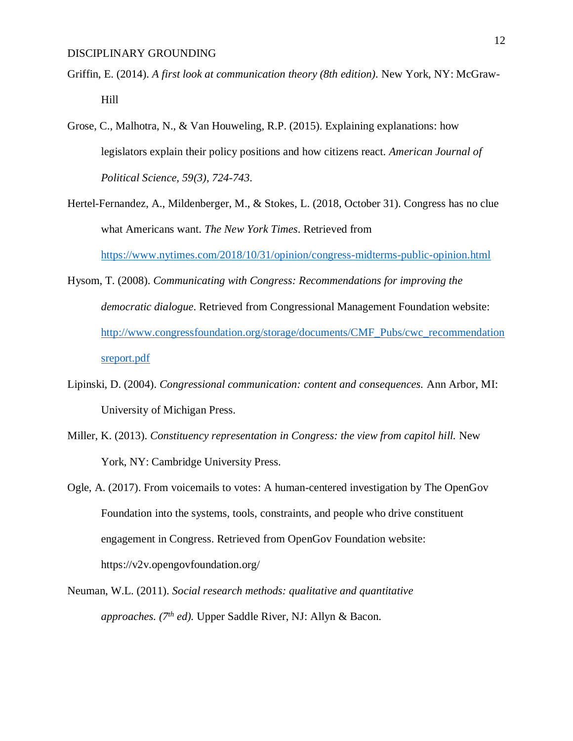Griffin, E. (2014). *A first look at communication theory (8th edition)*. New York, NY: McGraw-Hill

Grose, C., Malhotra, N., & Van Houweling, R.P. (2015). Explaining explanations: how legislators explain their policy positions and how citizens react. *American Journal of Political Science, 59(3), 724-743*.

Hertel-Fernandez, A., Mildenberger, M., & Stokes, L. (2018, October 31). Congress has no clue what Americans want. *The New York Times*. Retrieved from https://www.nytimes.com/2018/10/31/opinion/congress-midterms-public-opinion.html

Hysom, T. (2008). *Communicating with Congress: Recommendations for improving the democratic dialogue*. Retrieved from Congressional Management Foundation website: http://www.congressfoundation.org/storage/documents/CMF_Pubs/cwc_recommendationsreport.pdf

Lipinski, D. (2004). *Congressional communication: content and consequences.* Ann Arbor, MI: University of Michigan Press.

Miller, K. (2013). *Constituency representation in Congress: the view from capitol hill.* New York, NY: Cambridge University Press.

Ogle, A. (2017). From voicemails to votes: A human-centered investigation by The OpenGov Foundation into the systems, tools, constraints, and people who drive constituent engagement in Congress. Retrieved from OpenGov Foundation website: https://v2v.opengovfoundation.org/

Neuman, W.L. (2011). *Social research methods: qualitative and quantitative approaches. (7th ed).* Upper Saddle River, NJ: Allyn & Bacon.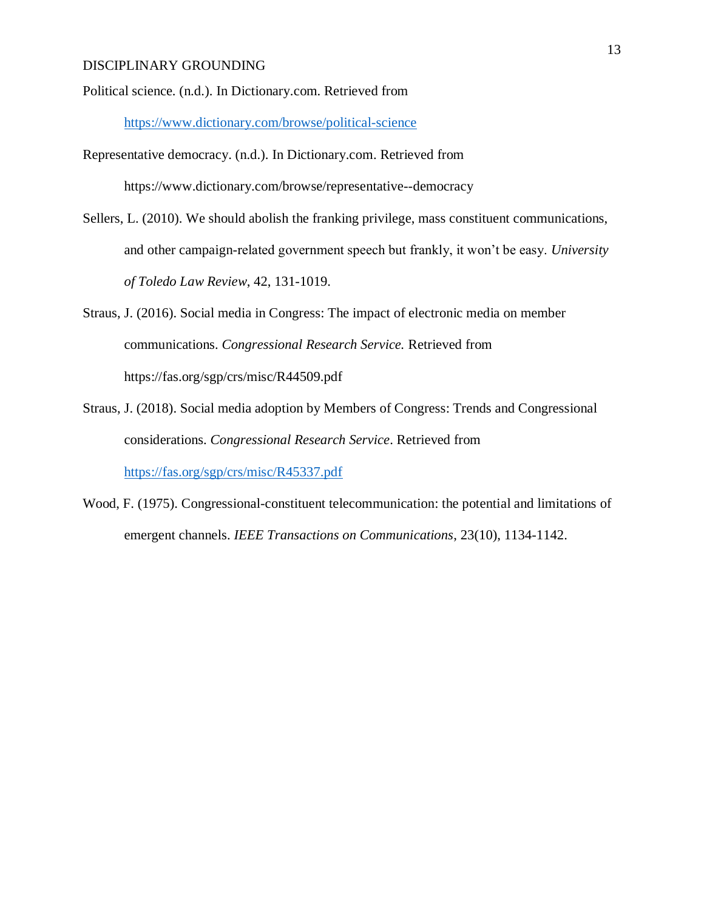Political science. (n.d.). In Dictionary.com. Retrieved from https://www.dictionary.com/browse/political-science

Representative democracy. (n.d.). In Dictionary.com. Retrieved from https://www.dictionary.com/browse/representative--democracy

Sellers, L. (2010). We should abolish the franking privilege, mass constituent communications, and other campaign-related government speech but frankly, it won't be easy. *University of Toledo Law Review*, 42, 131-1019.

Straus, J. (2016). Social media in Congress: The impact of electronic media on member communications. *Congressional Research Service.* Retrieved from https://fas.org/sgp/crs/misc/R44509.pdf

Straus, J. (2018). Social media adoption by Members of Congress: Trends and Congressional considerations. *Congressional Research Service*. Retrieved from https://fas.org/sgp/crs/misc/R45337.pdf

Wood, F. (1975). Congressional-constituent telecommunication: the potential and limitations of emergent channels. *IEEE Transactions on Communications*, 23(10), 1134-1142.